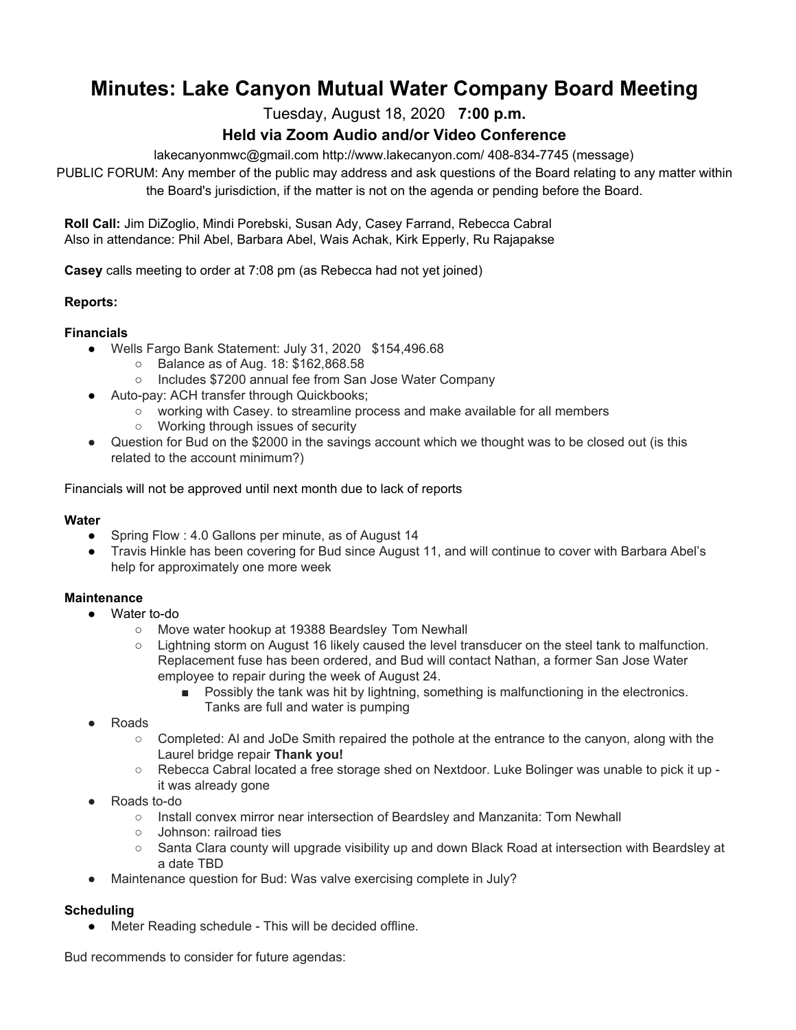# Minutes: Lake Canyon Mutual Water Company Board Meeting

Tuesday, August 18, 2020 **7:00 p.m.**

### Held via Zoom Audio and/or Video Conference

lakecanyonmwc@gmail.com http://www.lakecanyon.com/ 408-834-7745 (message)

PUBLIC FORUM: Any member of the public may address and ask questions of the Board relating to any matter within the Board's jurisdiction, if the matter is not on the agenda or pending before the Board.

**Roll Call:** Jim DiZoglio, Mindi Porebski, Susan Ady, Casey Farrand, Rebecca Cabral
Also in attendance: Phil Abel, Barbara Abel, Wais Achak, Kirk Epperly, Ru Rajapakse

**Casey** calls meeting to order at 7:08 pm (as Rebecca had not yet joined)

**Reports:**

**Financials**

- Wells Fargo Bank Statement: July 31, 2020 $154,496.68
  - Balance as of Aug. 18: $162,868.58
  - Includes $7200 annual fee from San Jose Water Company
- Auto-pay: ACH transfer through Quickbooks;
  - working with Casey. to streamline process and make available for all members
  - Working through issues of security
- Question for Bud on the $2000 in the savings account which we thought was to be closed out (is this related to the account minimum?)

Financials will not be approved until next month due to lack of reports

**Water**

- Spring Flow : 4.0 Gallons per minute, as of August 14
- Travis Hinkle has been covering for Bud since August 11, and will continue to cover with Barbara Abel's help for approximately one more week

**Maintenance**

- Water to-do
  - Move water hookup at 19388 Beardsley Tom Newhall
  - Lightning storm on August 16 likely caused the level transducer on the steel tank to malfunction. Replacement fuse has been ordered, and Bud will contact Nathan, a former San Jose Water employee to repair during the week of August 24.
    - Possibly the tank was hit by lightning, something is malfunctioning in the electronics. Tanks are full and water is pumping
- Roads
  - Completed: Al and JoDe Smith repaired the pothole at the entrance to the canyon, along with the Laurel bridge repair **Thank you!**
  - Rebecca Cabral located a free storage shed on Nextdoor. Luke Bolinger was unable to pick it up - it was already gone
- Roads to-do
  - Install convex mirror near intersection of Beardsley and Manzanita: Tom Newhall
  - Johnson: railroad ties
  - Santa Clara county will upgrade visibility up and down Black Road at intersection with Beardsley at a date TBD
- Maintenance question for Bud: Was valve exercising complete in July?

**Scheduling**

- Meter Reading schedule - This will be decided offline.

Bud recommends to consider for future agendas: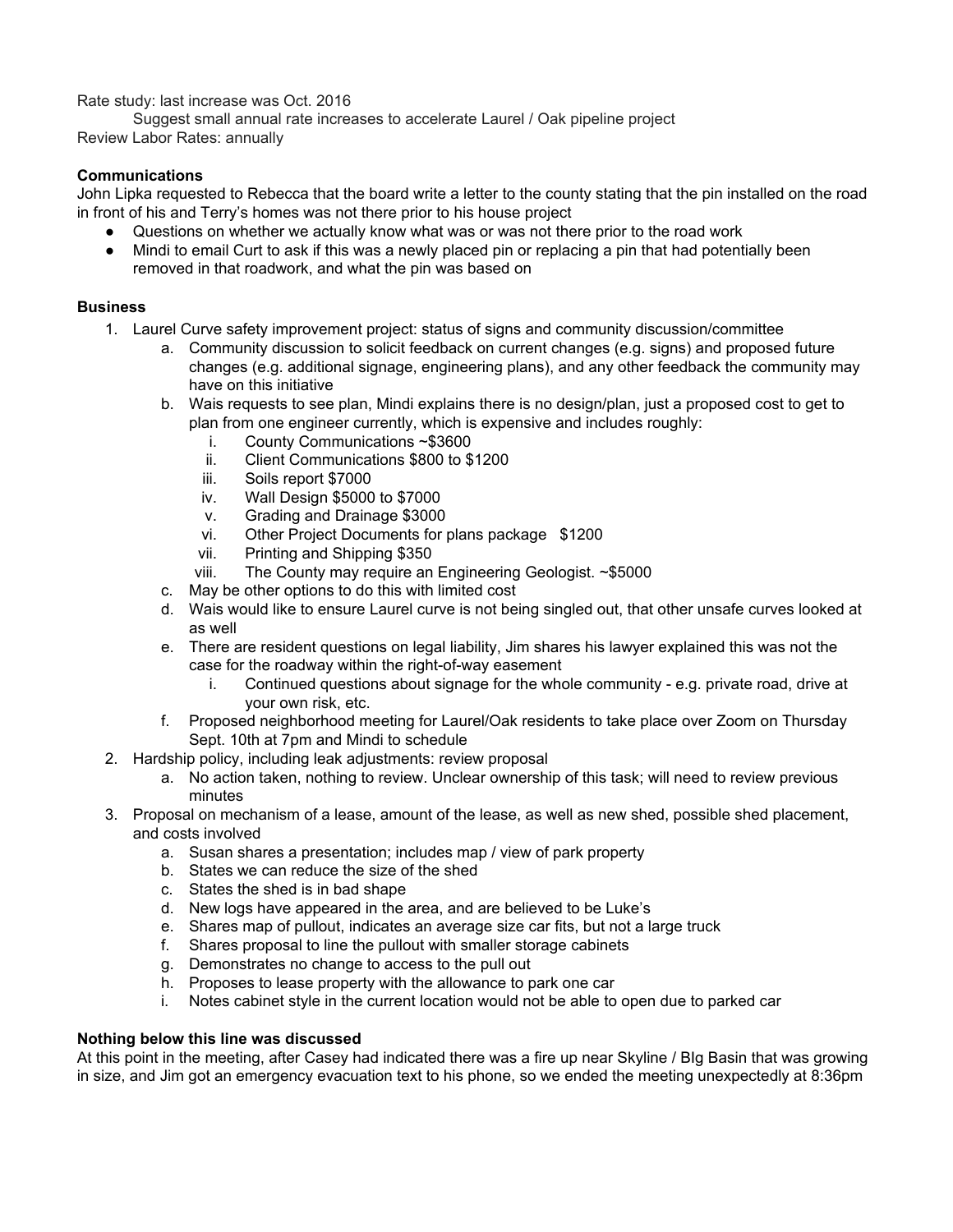Rate study: last increase was Oct. 2016

Suggest small annual rate increases to accelerate Laurel / Oak pipeline project

Review Labor Rates: annually

**Communications**

John Lipka requested to Rebecca that the board write a letter to the county stating that the pin installed on the road in front of his and Terry's homes was not there prior to his house project

- Questions on whether we actually know what was or was not there prior to the road work
- Mindi to email Curt to ask if this was a newly placed pin or replacing a pin that had potentially been removed in that roadwork, and what the pin was based on

**Business**

1. Laurel Curve safety improvement project: status of signs and community discussion/committee
    a. Community discussion to solicit feedback on current changes (e.g. signs) and proposed future changes (e.g. additional signage, engineering plans), and any other feedback the community may have on this initiative
    b. Wais requests to see plan, Mindi explains there is no design/plan, just a proposed cost to get to plan from one engineer currently, which is expensive and includes roughly:
        i. County Communications ~$3600
        ii. Client Communications $800 to $1200
        iii. Soils report $7000
        iv. Wall Design $5000 to $7000
        v. Grading and Drainage $3000
        vi. Other Project Documents for plans package $1200
        vii. Printing and Shipping $350
        viii. The County may require an Engineering Geologist. ~$5000
    c. May be other options to do this with limited cost
    d. Wais would like to ensure Laurel curve is not being singled out, that other unsafe curves looked at as well
    e. There are resident questions on legal liability, Jim shares his lawyer explained this was not the case for the roadway within the right-of-way easement
        i. Continued questions about signage for the whole community - e.g. private road, drive at your own risk, etc.
    f. Proposed neighborhood meeting for Laurel/Oak residents to take place over Zoom on Thursday Sept. 10th at 7pm and Mindi to schedule
2. Hardship policy, including leak adjustments: review proposal
    a. No action taken, nothing to review. Unclear ownership of this task; will need to review previous minutes
3. Proposal on mechanism of a lease, amount of the lease, as well as new shed, possible shed placement, and costs involved
    a. Susan shares a presentation; includes map / view of park property
    b. States we can reduce the size of the shed
    c. States the shed is in bad shape
    d. New logs have appeared in the area, and are believed to be Luke's
    e. Shares map of pullout, indicates an average size car fits, but not a large truck
    f. Shares proposal to line the pullout with smaller storage cabinets
    g. Demonstrates no change to access to the pull out
    h. Proposes to lease property with the allowance to park one car
    i. Notes cabinet style in the current location would not be able to open due to parked car

**Nothing below this line was discussed**

At this point in the meeting, after Casey had indicated there was a fire up near Skyline / BIg Basin that was growing in size, and Jim got an emergency evacuation text to his phone, so we ended the meeting unexpectedly at 8:36pm